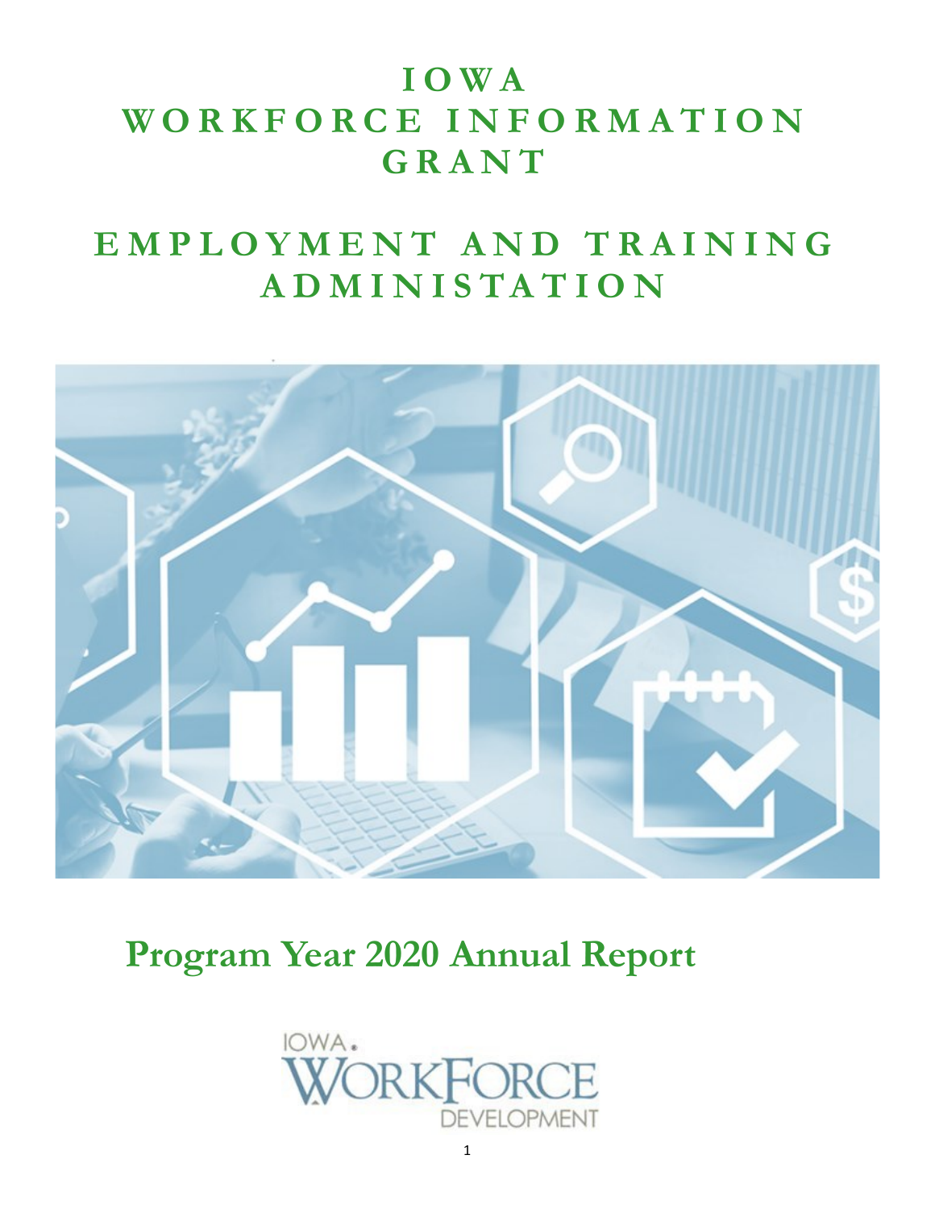# IOWA WORKFORCE INFORMATION GRANT

# EMPLOYMENT AND TRAINING ADMINISTATION

## Program Year 2020 Annual Report

IOWA WORKFORCE DEVELOPMENT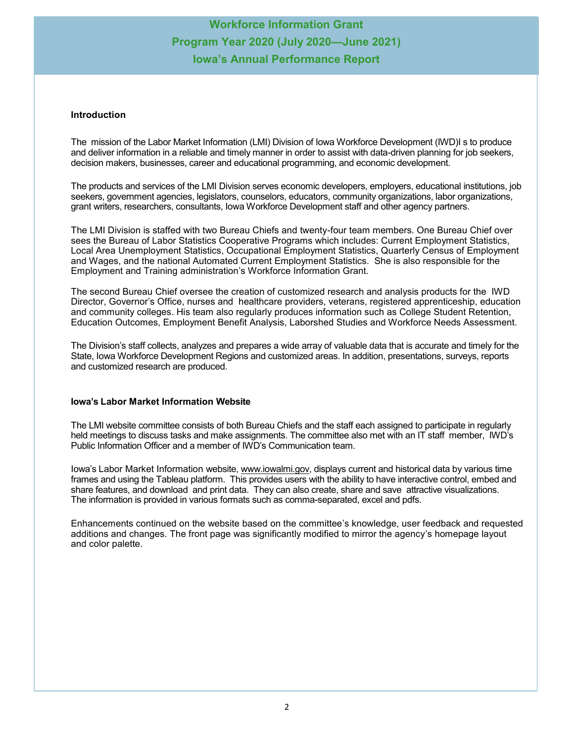# Workforce Information Grant
# Program Year 2020 (July 2020—June 2021)
# Iowa's Annual Performance Report

**Introduction**

The mission of the Labor Market Information (LMI) Division of Iowa Workforce Development (IWD)I s to produce and deliver information in a reliable and timely manner in order to assist with data-driven planning for job seekers, decision makers, businesses, career and educational programming, and economic development.

The products and services of the LMI Division serves economic developers, employers, educational institutions, job seekers, government agencies, legislators, counselors, educators, community organizations, labor organizations, grant writers, researchers, consultants, Iowa Workforce Development staff and other agency partners.

The LMI Division is staffed with two Bureau Chiefs and twenty-four team members. One Bureau Chief over sees the Bureau of Labor Statistics Cooperative Programs which includes: Current Employment Statistics, Local Area Unemployment Statistics, Occupational Employment Statistics, Quarterly Census of Employment and Wages, and the national Automated Current Employment Statistics. She is also responsible for the Employment and Training administration's Workforce Information Grant.

The second Bureau Chief oversee the creation of customized research and analysis products for the IWD Director, Governor's Office, nurses and healthcare providers, veterans, registered apprenticeship, education and community colleges. His team also regularly produces information such as College Student Retention, Education Outcomes, Employment Benefit Analysis, Laborshed Studies and Workforce Needs Assessment.

The Division's staff collects, analyzes and prepares a wide array of valuable data that is accurate and timely for the State, Iowa Workforce Development Regions and customized areas. In addition, presentations, surveys, reports and customized research are produced.

**Iowa's Labor Market Information Website**

The LMI website committee consists of both Bureau Chiefs and the staff each assigned to participate in regularly held meetings to discuss tasks and make assignments. The committee also met with an IT staff member, IWD's Public Information Officer and a member of IWD's Communication team.

Iowa's Labor Market Information website, www.iowalmi.gov, displays current and historical data by various time frames and using the Tableau platform. This provides users with the ability to have interactive control, embed and share features, and download and print data. They can also create, share and save attractive visualizations. The information is provided in various formats such as comma-separated, excel and pdfs.

Enhancements continued on the website based on the committee's knowledge, user feedback and requested additions and changes. The front page was significantly modified to mirror the agency's homepage layout and color palette.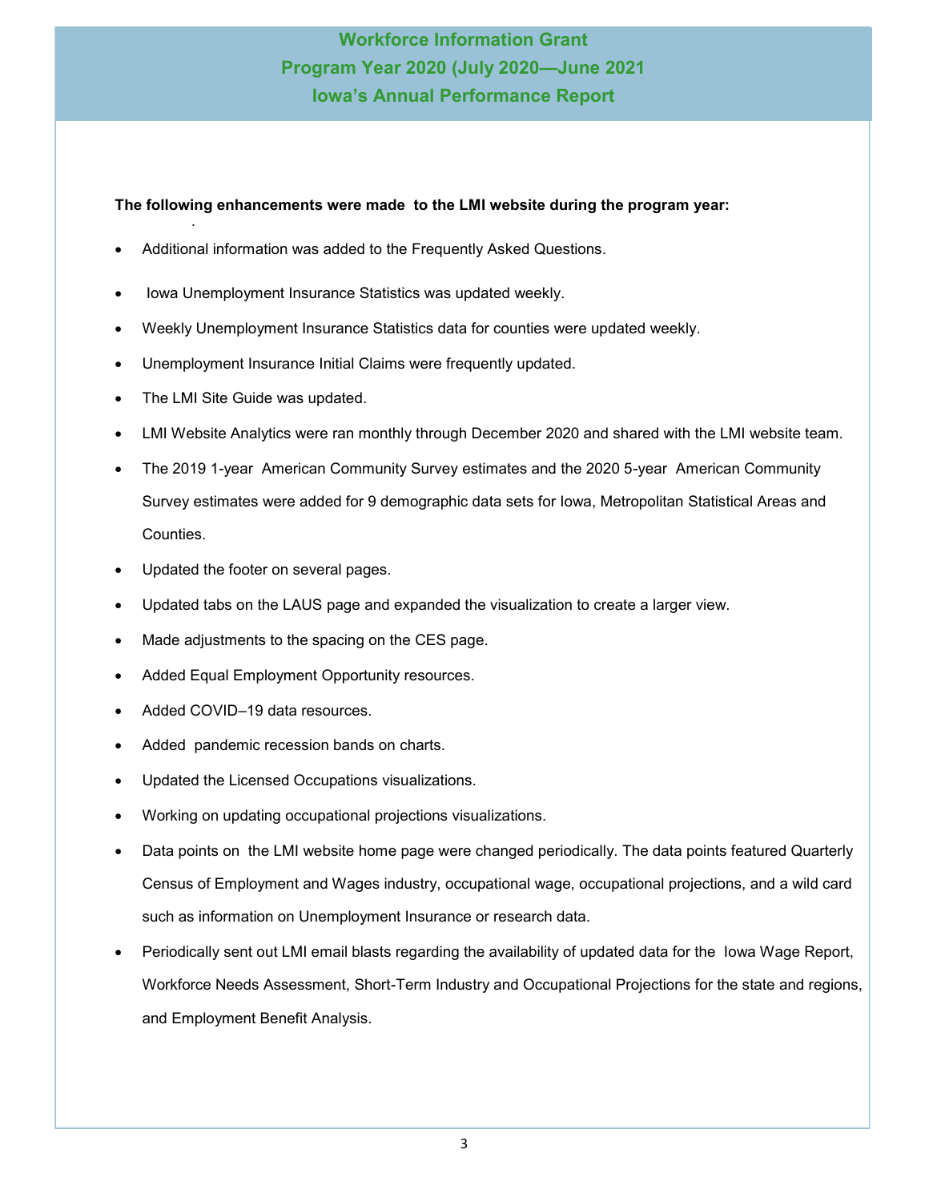# Workforce Information Grant
# Program Year 2020 (July 2020—June 2021
# Iowa's Annual Performance Report

**The following enhancements were made to the LMI website during the program year:**

- Additional information was added to the Frequently Asked Questions.
- Iowa Unemployment Insurance Statistics was updated weekly.
- Weekly Unemployment Insurance Statistics data for counties were updated weekly.
- Unemployment Insurance Initial Claims were frequently updated.
- The LMI Site Guide was updated.
- LMI Website Analytics were ran monthly through December 2020 and shared with the LMI website team.
- The 2019 1-year American Community Survey estimates and the 2020 5-year American Community Survey estimates were added for 9 demographic data sets for Iowa, Metropolitan Statistical Areas and Counties.
- Updated the footer on several pages.
- Updated tabs on the LAUS page and expanded the visualization to create a larger view.
- Made adjustments to the spacing on the CES page.
- Added Equal Employment Opportunity resources.
- Added COVID–19 data resources.
- Added pandemic recession bands on charts.
- Updated the Licensed Occupations visualizations.
- Working on updating occupational projections visualizations.
- Data points on the LMI website home page were changed periodically. The data points featured Quarterly Census of Employment and Wages industry, occupational wage, occupational projections, and a wild card such as information on Unemployment Insurance or research data.
- Periodically sent out LMI email blasts regarding the availability of updated data for the Iowa Wage Report, Workforce Needs Assessment, Short-Term Industry and Occupational Projections for the state and regions, and Employment Benefit Analysis.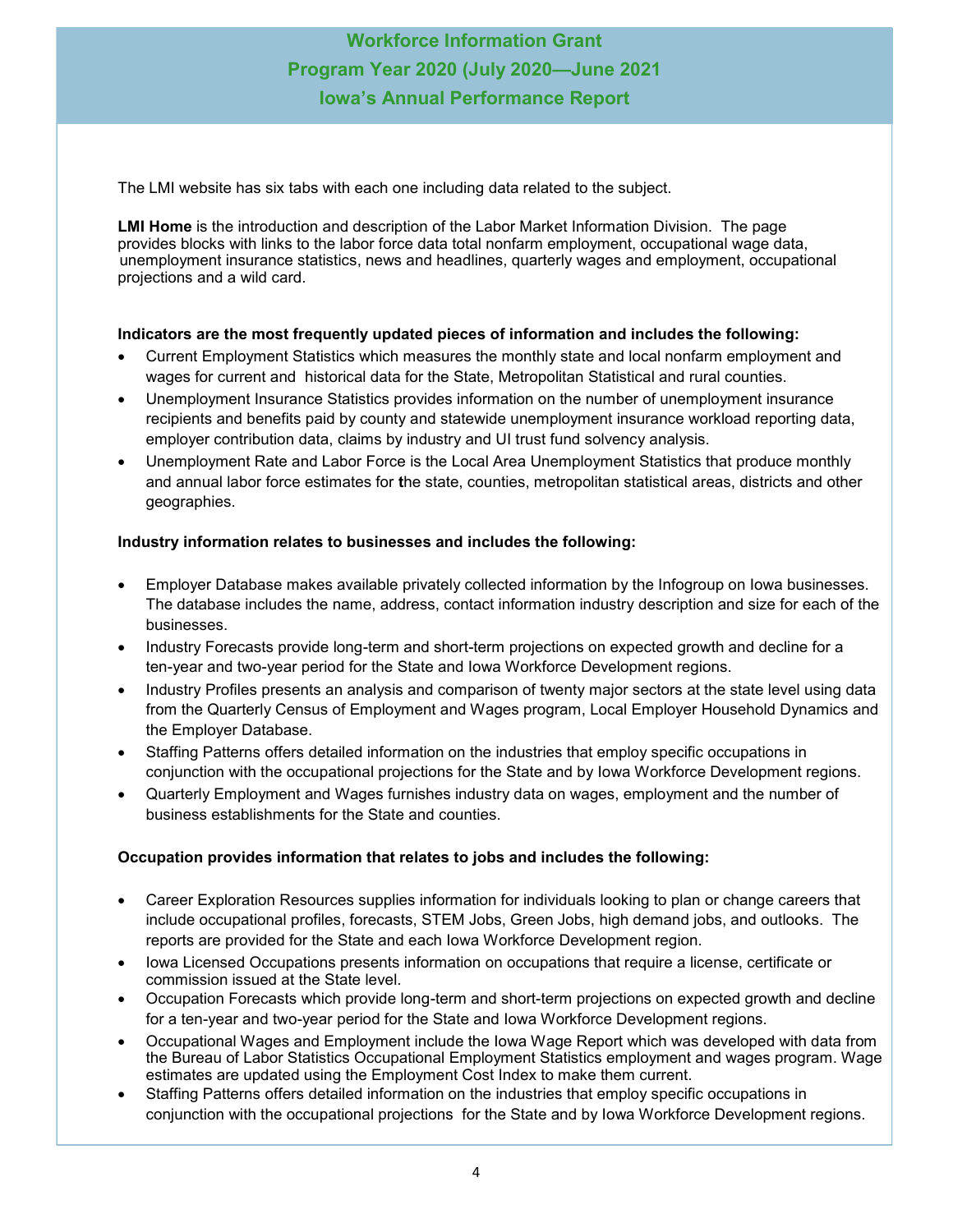# Workforce Information Grant
## Program Year 2020 (July 2020—June 2021
## Iowa's Annual Performance Report

The LMI website has six tabs with each one including data related to the subject.

**LMI Home** is the introduction and description of the Labor Market Information Division. The page provides blocks with links to the labor force data total nonfarm employment, occupational wage data, unemployment insurance statistics, news and headlines, quarterly wages and employment, occupational projections and a wild card.

**Indicators are the most frequently updated pieces of information and includes the following:**

- Current Employment Statistics which measures the monthly state and local nonfarm employment and wages for current and historical data for the State, Metropolitan Statistical and rural counties.
- Unemployment Insurance Statistics provides information on the number of unemployment insurance recipients and benefits paid by county and statewide unemployment insurance workload reporting data, employer contribution data, claims by industry and UI trust fund solvency analysis.
- Unemployment Rate and Labor Force is the Local Area Unemployment Statistics that produce monthly and annual labor force estimates for the state, counties, metropolitan statistical areas, districts and other geographies.

**Industry information relates to businesses and includes the following:**

- Employer Database makes available privately collected information by the Infogroup on Iowa businesses. The database includes the name, address, contact information industry description and size for each of the businesses.
- Industry Forecasts provide long-term and short-term projections on expected growth and decline for a ten-year and two-year period for the State and Iowa Workforce Development regions.
- Industry Profiles presents an analysis and comparison of twenty major sectors at the state level using data from the Quarterly Census of Employment and Wages program, Local Employer Household Dynamics and the Employer Database.
- Staffing Patterns offers detailed information on the industries that employ specific occupations in conjunction with the occupational projections for the State and by Iowa Workforce Development regions.
- Quarterly Employment and Wages furnishes industry data on wages, employment and the number of business establishments for the State and counties.

**Occupation provides information that relates to jobs and includes the following:**

- Career Exploration Resources supplies information for individuals looking to plan or change careers that include occupational profiles, forecasts, STEM Jobs, Green Jobs, high demand jobs, and outlooks. The reports are provided for the State and each Iowa Workforce Development region.
- Iowa Licensed Occupations presents information on occupations that require a license, certificate or commission issued at the State level.
- Occupation Forecasts which provide long-term and short-term projections on expected growth and decline for a ten-year and two-year period for the State and Iowa Workforce Development regions.
- Occupational Wages and Employment include the Iowa Wage Report which was developed with data from the Bureau of Labor Statistics Occupational Employment Statistics employment and wages program. Wage estimates are updated using the Employment Cost Index to make them current.
- Staffing Patterns offers detailed information on the industries that employ specific occupations in conjunction with the occupational projections for the State and by Iowa Workforce Development regions.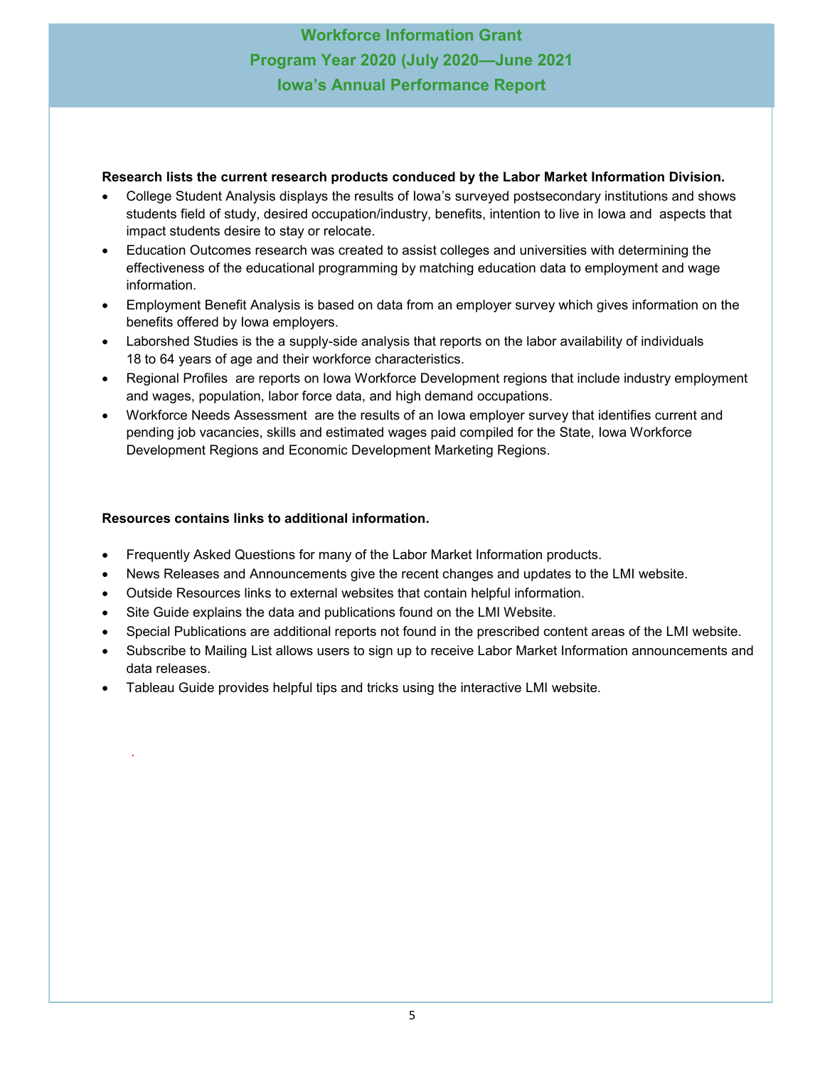**Research lists the current research products conduced by the Labor Market Information Division.**

- College Student Analysis displays the results of Iowa's surveyed postsecondary institutions and shows students field of study, desired occupation/industry, benefits, intention to live in Iowa and aspects that impact students desire to stay or relocate.
- Education Outcomes research was created to assist colleges and universities with determining the effectiveness of the educational programming by matching education data to employment and wage information.
- Employment Benefit Analysis is based on data from an employer survey which gives information on the benefits offered by Iowa employers.
- Laborshed Studies is the a supply-side analysis that reports on the labor availability of individuals 18 to 64 years of age and their workforce characteristics.
- Regional Profiles are reports on Iowa Workforce Development regions that include industry employment and wages, population, labor force data, and high demand occupations.
- Workforce Needs Assessment are the results of an Iowa employer survey that identifies current and pending job vacancies, skills and estimated wages paid compiled for the State, Iowa Workforce Development Regions and Economic Development Marketing Regions.

**Resources contains links to additional information.**

- Frequently Asked Questions for many of the Labor Market Information products.
- News Releases and Announcements give the recent changes and updates to the LMI website.
- Outside Resources links to external websites that contain helpful information.
- Site Guide explains the data and publications found on the LMI Website.
- Special Publications are additional reports not found in the prescribed content areas of the LMI website.
- Subscribe to Mailing List allows users to sign up to receive Labor Market Information announcements and data releases.
- Tableau Guide provides helpful tips and tricks using the interactive LMI website.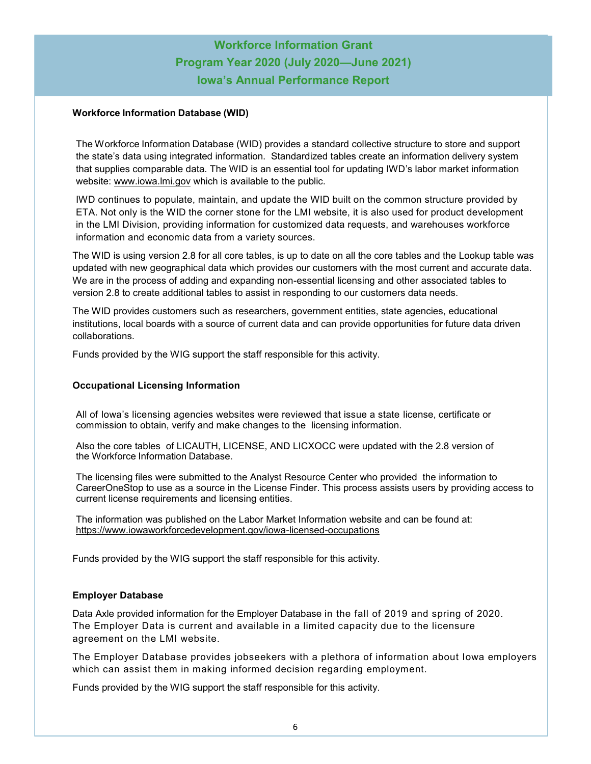# Workforce Information Grant

# Program Year 2020 (July 2020—June 2021)

# Iowa's Annual Performance Report

### Workforce Information Database (WID)

The Workforce Information Database (WID) provides a standard collective structure to store and support the state's data using integrated information. Standardized tables create an information delivery system that supplies comparable data. The WID is an essential tool for updating IWD's labor market information website: www.iowa.lmi.gov which is available to the public.

IWD continues to populate, maintain, and update the WID built on the common structure provided by ETA. Not only is the WID the corner stone for the LMI website, it is also used for product development in the LMI Division, providing information for customized data requests, and warehouses workforce information and economic data from a variety sources.

The WID is using version 2.8 for all core tables, is up to date on all the core tables and the Lookup table was updated with new geographical data which provides our customers with the most current and accurate data. We are in the process of adding and expanding non-essential licensing and other associated tables to version 2.8 to create additional tables to assist in responding to our customers data needs.

The WID provides customers such as researchers, government entities, state agencies, educational institutions, local boards with a source of current data and can provide opportunities for future data driven collaborations.

Funds provided by the WIG support the staff responsible for this activity.

### Occupational Licensing Information

All of Iowa's licensing agencies websites were reviewed that issue a state license, certificate or commission to obtain, verify and make changes to the licensing information.

Also the core tables of LICAUTH, LICENSE, AND LICXOCC were updated with the 2.8 version of the Workforce Information Database.

The licensing files were submitted to the Analyst Resource Center who provided the information to CareerOneStop to use as a source in the License Finder. This process assists users by providing access to current license requirements and licensing entities.

The information was published on the Labor Market Information website and can be found at: https://www.iowaworkforcedevelopment.gov/iowa-licensed-occupations

Funds provided by the WIG support the staff responsible for this activity.

### Employer Database

Data Axle provided information for the Employer Database in the fall of 2019 and spring of 2020. The Employer Data is current and available in a limited capacity due to the licensure agreement on the LMI website.

The Employer Database provides jobseekers with a plethora of information about Iowa employers which can assist them in making informed decision regarding employment.

Funds provided by the WIG support the staff responsible for this activity.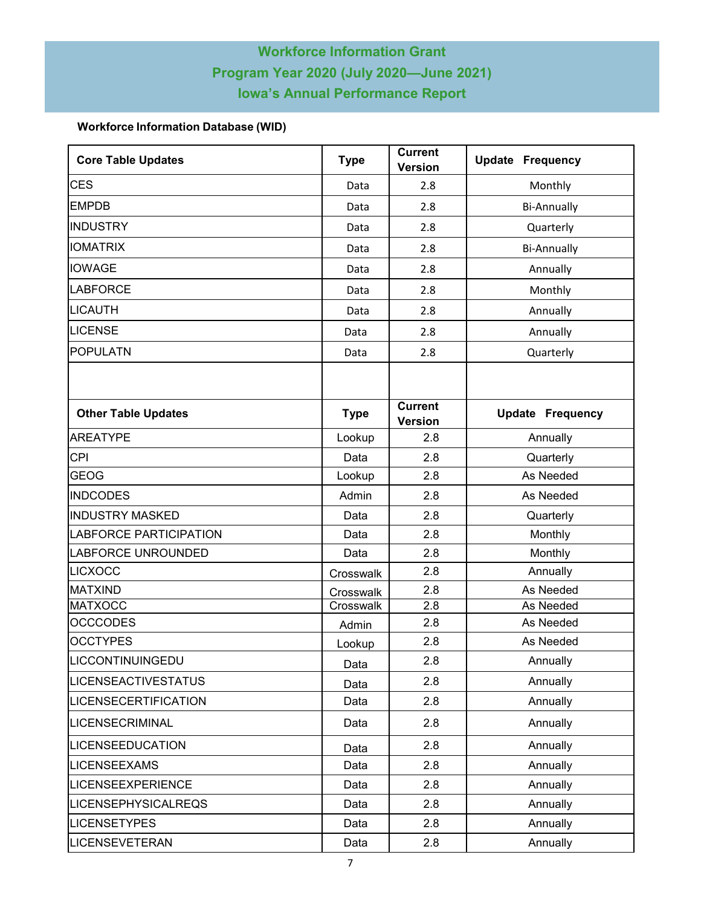# Workforce Information Grant
# Program Year 2020 (July 2020—June 2021)
# Iowa's Annual Performance Report

**Workforce Information Database (WID)**

| Core Table Updates | Type | Current Version | Update Frequency |
|---|---|---|---|
| CES | Data | 2.8 | Monthly |
| EMPDB | Data | 2.8 | Bi-Annually |
| INDUSTRY | Data | 2.8 | Quarterly |
| IOMATRIX | Data | 2.8 | Bi-Annually |
| IOWAGE | Data | 2.8 | Annually |
| LABFORCE | Data | 2.8 | Monthly |
| LICAUTH | Data | 2.8 | Annually |
| LICENSE | Data | 2.8 | Annually |
| POPULATN | Data | 2.8 | Quarterly |
| | | | |
| **Other Table Updates** | **Type** | **Current Version** | **Update Frequency** |
| AREATYPE | Lookup | 2.8 | Annually |
| CPI | Data | 2.8 | Quarterly |
| GEOG | Lookup | 2.8 | As Needed |
| INDCODES | Admin | 2.8 | As Needed |
| INDUSTRY MASKED | Data | 2.8 | Quarterly |
| LABFORCE PARTICIPATION | Data | 2.8 | Monthly |
| LABFORCE UNROUNDED | Data | 2.8 | Monthly |
| LICXOCC | Crosswalk | 2.8 | Annually |
| MATXIND | Crosswalk | 2.8 | As Needed |
| MATXOCC | Crosswalk | 2.8 | As Needed |
| OCCCODES | Admin | 2.8 | As Needed |
| OCCTYPES | Lookup | 2.8 | As Needed |
| LICCONTINUINGEDU | Data | 2.8 | Annually |
| LICENSEACTIVESTATUS | Data | 2.8 | Annually |
| LICENSECERTIFICATION | Data | 2.8 | Annually |
| LICENSECRIMINAL | Data | 2.8 | Annually |
| LICENSEEDUCATION | Data | 2.8 | Annually |
| LICENSEEXAMS | Data | 2.8 | Annually |
| LICENSEEXPERIENCE | Data | 2.8 | Annually |
| LICENSEPHYSICALREQS | Data | 2.8 | Annually |
| LICENSETYPES | Data | 2.8 | Annually |
| LICENSEVETERAN | Data | 2.8 | Annually |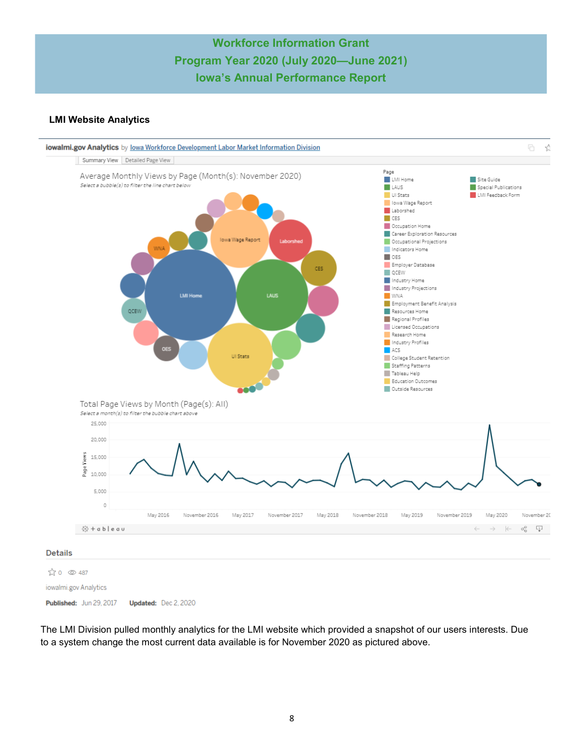# Workforce Information Grant
# Program Year 2020 (July 2020—June 2021)
# Iowa's Annual Performance Report

### LMI Website Analytics

**iowalmi.gov Analytics** by Iowa Workforce Development Labor Market Information Division

Summary View | Detailed Page View

Average Monthly Views by Page (Month(s): November 2020)

*Select a bubble(s) to filter the line chart below*

Page: LMI Home, LAUS, UI Stats, Iowa Wage Report, Laborshed, CES, Occupation Home, Career Exploration Resources, Occupational Projections, Indicators Home, OES, Employer Database, QCEW, Industry Home, Industry Projections, WNA, Employment Benefit Analysis, Resources Home, Regional Profiles, Licensed Occupations, Research Home, Industry Profiles, ACS, College Student Retention, Staffing Patterns, Tableau Help, Education Outcomes, Outside Resources, Site Guide, Special Publications, LMI Feedback Form

Total Page Views by Month (Page(s): All)

*Select a month(s) to filter the bubble chart above*

Page Views: 0, 5,000, 10,000, 15,000, 20,000, 25,000

May 2016, November 2016, May 2017, November 2017, May 2018, November 2018, May 2019, November 2019, May 2020, November 2020

### Details

☆ 0 👁 487

iowalmi.gov Analytics

**Published:** Jun 29, 2017 **Updated:** Dec 2, 2020

The LMI Division pulled monthly analytics for the LMI website which provided a snapshot of our users interests. Due to a system change the most current data available is for November 2020 as pictured above.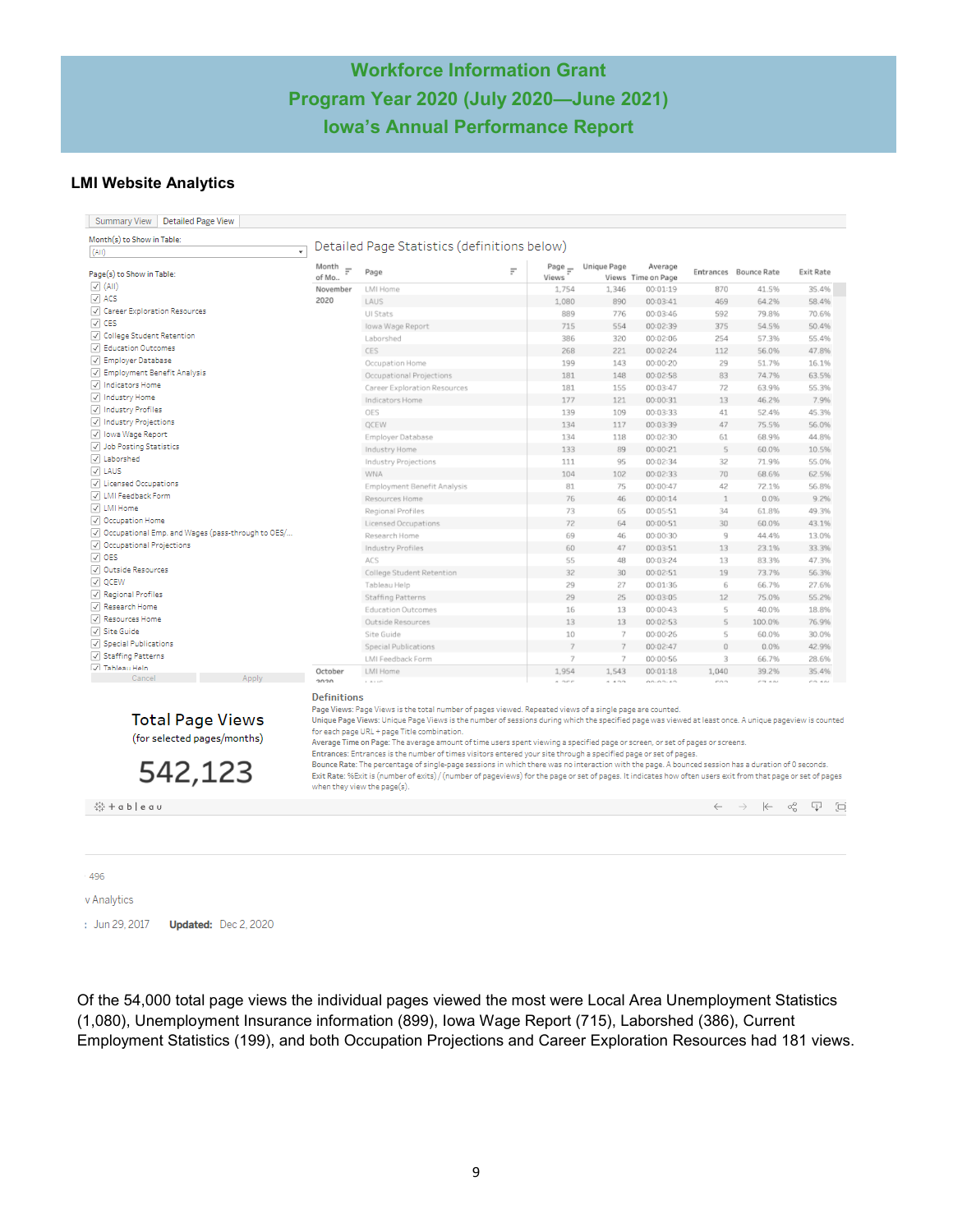# Workforce Information Grant
## Program Year 2020 (July 2020—June 2021)
## Iowa's Annual Performance Report

### LMI Website Analytics

Summary View | Detailed Page View

Month(s) to Show in Table: (All)

Page(s) to Show in Table:
- (All)
- ACS
- Career Exploration Resources
- CES
- College Student Retention
- Education Outcomes
- Employer Database
- Employment Benefit Analysis
- Indicators Home
- Industry Home
- Industry Profiles
- Industry Projections
- Iowa Wage Report
- Job Posting Statistics
- Laborshed
- LAUS
- Licensed Occupations
- LMI Feedback Form
- LMI Home
- Occupation Home
- Occupational Emp. and Wages (pass-through to OES/...
- Occupational Projections
- OES
- Outside Resources
- QCEW
- Regional Profiles
- Research Home
- Resources Home
- Site Guide
- Special Publications
- Staffing Patterns
- Tableau Help

Cancel | Apply

**Detailed Page Statistics (definitions below)**

| Month of Mo.. | Page | Page Views | Unique Page Views | Average Time on Page | Entrances | Bounce Rate | Exit Rate |
|---|---|---|---|---|---|---|---|
| November 2020 | LMI Home | 1,754 | 1,346 | 00:01:19 | 870 | 41.5% | 35.4% |
| | LAUS | 1,080 | 890 | 00:03:41 | 469 | 64.2% | 58.4% |
| | UI Stats | 889 | 776 | 00:03:46 | 592 | 79.8% | 70.6% |
| | Iowa Wage Report | 715 | 554 | 00:02:39 | 375 | 54.5% | 50.4% |
| | Laborshed | 386 | 320 | 00:02:06 | 254 | 57.3% | 55.4% |
| | CES | 268 | 221 | 00:02:24 | 112 | 56.0% | 47.8% |
| | Occupation Home | 199 | 143 | 00:00:20 | 29 | 51.7% | 16.1% |
| | Occupational Projections | 181 | 148 | 00:02:58 | 83 | 74.7% | 63.5% |
| | Career Exploration Resources | 181 | 155 | 00:03:47 | 72 | 63.9% | 55.3% |
| | Indicators Home | 177 | 121 | 00:00:31 | 13 | 46.2% | 7.9% |
| | OES | 139 | 109 | 00:03:33 | 41 | 52.4% | 45.3% |
| | QCEW | 134 | 117 | 00:03:39 | 47 | 75.5% | 56.0% |
| | Employer Database | 134 | 118 | 00:02:30 | 61 | 68.9% | 44.8% |
| | Industry Home | 133 | 89 | 00:00:21 | 5 | 60.0% | 10.5% |
| | Industry Projections | 111 | 95 | 00:02:34 | 32 | 71.9% | 55.0% |
| | WNA | 104 | 102 | 00:02:33 | 70 | 68.6% | 62.5% |
| | Employment Benefit Analysis | 81 | 75 | 00:00:47 | 42 | 72.1% | 56.8% |
| | Resources Home | 76 | 46 | 00:00:14 | 1 | 0.0% | 9.2% |
| | Regional Profiles | 73 | 65 | 00:05:51 | 34 | 61.8% | 49.3% |
| | Licensed Occupations | 72 | 64 | 00:00:51 | 30 | 60.0% | 43.1% |
| | Research Home | 69 | 46 | 00:00:30 | 9 | 44.4% | 13.0% |
| | Industry Profiles | 60 | 47 | 00:03:51 | 13 | 23.1% | 33.3% |
| | ACS | 55 | 48 | 00:03:24 | 13 | 83.3% | 47.3% |
| | College Student Retention | 32 | 30 | 00:02:51 | 19 | 73.7% | 56.3% |
| | Tableau Help | 29 | 27 | 00:01:36 | 6 | 66.7% | 27.6% |
| | Staffing Patterns | 29 | 25 | 00:03:05 | 12 | 75.0% | 55.2% |
| | Education Outcomes | 16 | 13 | 00:00:43 | 5 | 40.0% | 18.8% |
| | Outside Resources | 13 | 13 | 00:02:53 | 5 | 100.0% | 76.9% |
| | Site Guide | 10 | 7 | 00:00:26 | 5 | 60.0% | 30.0% |
| | Special Publications | 7 | 7 | 00:02:47 | 0 | 0.0% | 42.9% |
| | LMI Feedback Form | 7 | 7 | 00:00:56 | 3 | 66.7% | 28.6% |
| October 2020 | LMI Home | 1,954 | 1,543 | 00:01:18 | 1,040 | 39.2% | 35.4% |

**Total Page Views** (for selected pages/months)

**542,123**

**Definitions**

Page Views: Page Views is the total number of pages viewed. Repeated views of a single page are counted.
Unique Page Views: Unique Page Views is the number of sessions during which the specified page was viewed at least once. A unique pageview is counted for each page URL + page Title combination.
Average Time on Page: The average amount of time users spent viewing a specified page or screen, or set of pages or screens.
Entrances: Entrances is the number of times visitors entered your site through a specified page or set of pages.
Bounce Rate: The percentage of single-page sessions in which there was no interaction with the page. A bounced session has a duration of 0 seconds.
Exit Rate: %Exit is (number of exits) / (number of pageviews) for the page or set of pages. It indicates how often users exit from that page or set of pages when they view the page(s).

496

v Analytics

: Jun 29, 2017 **Updated:** Dec 2, 2020

Of the 54,000 total page views the individual pages viewed the most were Local Area Unemployment Statistics (1,080), Unemployment Insurance information (899), Iowa Wage Report (715), Laborshed (386), Current Employment Statistics (199), and both Occupation Projections and Career Exploration Resources had 181 views.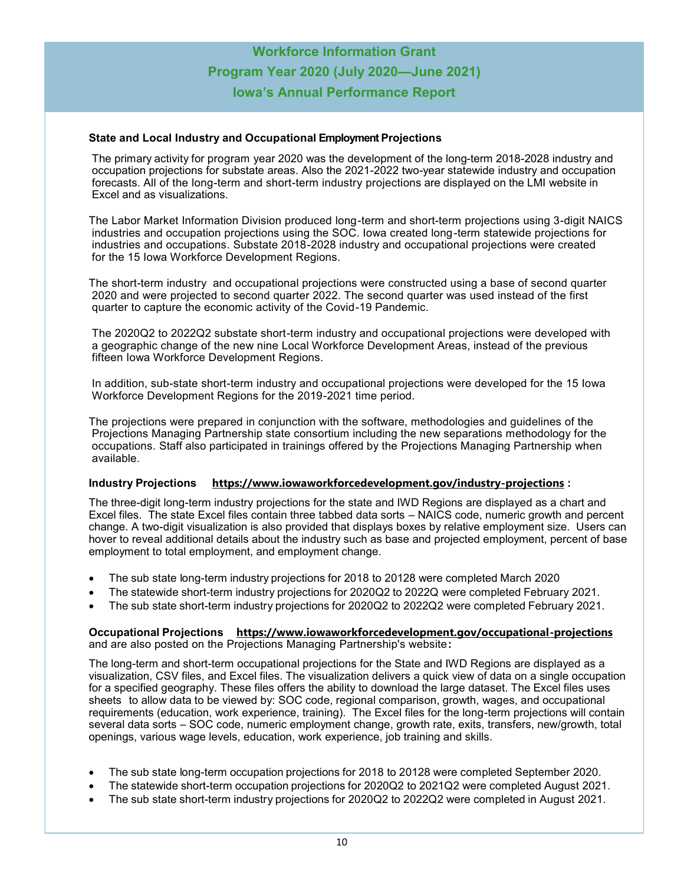# Workforce Information Grant
## Program Year 2020 (July 2020—June 2021)
## Iowa's Annual Performance Report

### State and Local Industry and Occupational Employment Projections

The primary activity for program year 2020 was the development of the long-term 2018-2028 industry and occupation projections for substate areas. Also the 2021-2022 two-year statewide industry and occupation forecasts. All of the long-term and short-term industry projections are displayed on the LMI website in Excel and as visualizations.

The Labor Market Information Division produced long-term and short-term projections using 3-digit NAICS industries and occupation projections using the SOC. Iowa created long-term statewide projections for industries and occupations. Substate 2018-2028 industry and occupational projections were created for the 15 Iowa Workforce Development Regions.

The short-term industry and occupational projections were constructed using a base of second quarter 2020 and were projected to second quarter 2022. The second quarter was used instead of the first quarter to capture the economic activity of the Covid-19 Pandemic.

The 2020Q2 to 2022Q2 substate short-term industry and occupational projections were developed with a geographic change of the new nine Local Workforce Development Areas, instead of the previous fifteen Iowa Workforce Development Regions.

In addition, sub-state short-term industry and occupational projections were developed for the 15 Iowa Workforce Development Regions for the 2019-2021 time period.

The projections were prepared in conjunction with the software, methodologies and guidelines of the Projections Managing Partnership state consortium including the new separations methodology for the occupations. Staff also participated in trainings offered by the Projections Managing Partnership when available.

**Industry Projections** **https://www.iowaworkforcedevelopment.gov/industry-projections :**

The three-digit long-term industry projections for the state and IWD Regions are displayed as a chart and Excel files. The state Excel files contain three tabbed data sorts – NAICS code, numeric growth and percent change. A two-digit visualization is also provided that displays boxes by relative employment size. Users can hover to reveal additional details about the industry such as base and projected employment, percent of base employment to total employment, and employment change.

- The sub state long-term industry projections for 2018 to 20128 were completed March 2020
- The statewide short-term industry projections for 2020Q2 to 2022Q were completed February 2021.
- The sub state short-term industry projections for 2020Q2 to 2022Q2 were completed February 2021.

**Occupational Projections** **https://www.iowaworkforcedevelopment.gov/occupational-projections** and are also posted on the Projections Managing Partnership's website**:**

The long-term and short-term occupational projections for the State and IWD Regions are displayed as a visualization, CSV files, and Excel files. The visualization delivers a quick view of data on a single occupation for a specified geography. These files offers the ability to download the large dataset. The Excel files uses sheets to allow data to be viewed by: SOC code, regional comparison, growth, wages, and occupational requirements (education, work experience, training). The Excel files for the long-term projections will contain several data sorts – SOC code, numeric employment change, growth rate, exits, transfers, new/growth, total openings, various wage levels, education, work experience, job training and skills.

- The sub state long-term occupation projections for 2018 to 20128 were completed September 2020.
- The statewide short-term occupation projections for 2020Q2 to 2021Q2 were completed August 2021.
- The sub state short-term industry projections for 2020Q2 to 2022Q2 were completed in August 2021.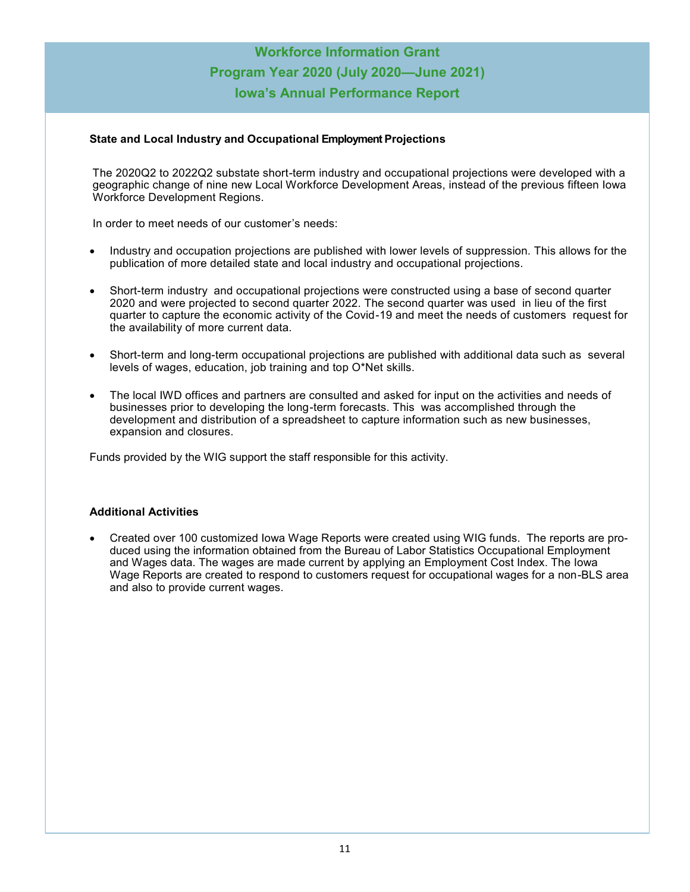# Workforce Information Grant
# Program Year 2020 (July 2020—June 2021)
# Iowa's Annual Performance Report

**State and Local Industry and Occupational Employment Projections**

The 2020Q2 to 2022Q2 substate short-term industry and occupational projections were developed with a geographic change of nine new Local Workforce Development Areas, instead of the previous fifteen Iowa Workforce Development Regions.

In order to meet needs of our customer's needs:

- Industry and occupation projections are published with lower levels of suppression. This allows for the publication of more detailed state and local industry and occupational projections.
- Short-term industry and occupational projections were constructed using a base of second quarter 2020 and were projected to second quarter 2022. The second quarter was used in lieu of the first quarter to capture the economic activity of the Covid-19 and meet the needs of customers request for the availability of more current data.
- Short-term and long-term occupational projections are published with additional data such as several levels of wages, education, job training and top O*Net skills.
- The local IWD offices and partners are consulted and asked for input on the activities and needs of businesses prior to developing the long-term forecasts. This was accomplished through the development and distribution of a spreadsheet to capture information such as new businesses, expansion and closures.

Funds provided by the WIG support the staff responsible for this activity.

**Additional Activities**

- Created over 100 customized Iowa Wage Reports were created using WIG funds. The reports are produced using the information obtained from the Bureau of Labor Statistics Occupational Employment and Wages data. The wages are made current by applying an Employment Cost Index. The Iowa Wage Reports are created to respond to customers request for occupational wages for a non-BLS area and also to provide current wages.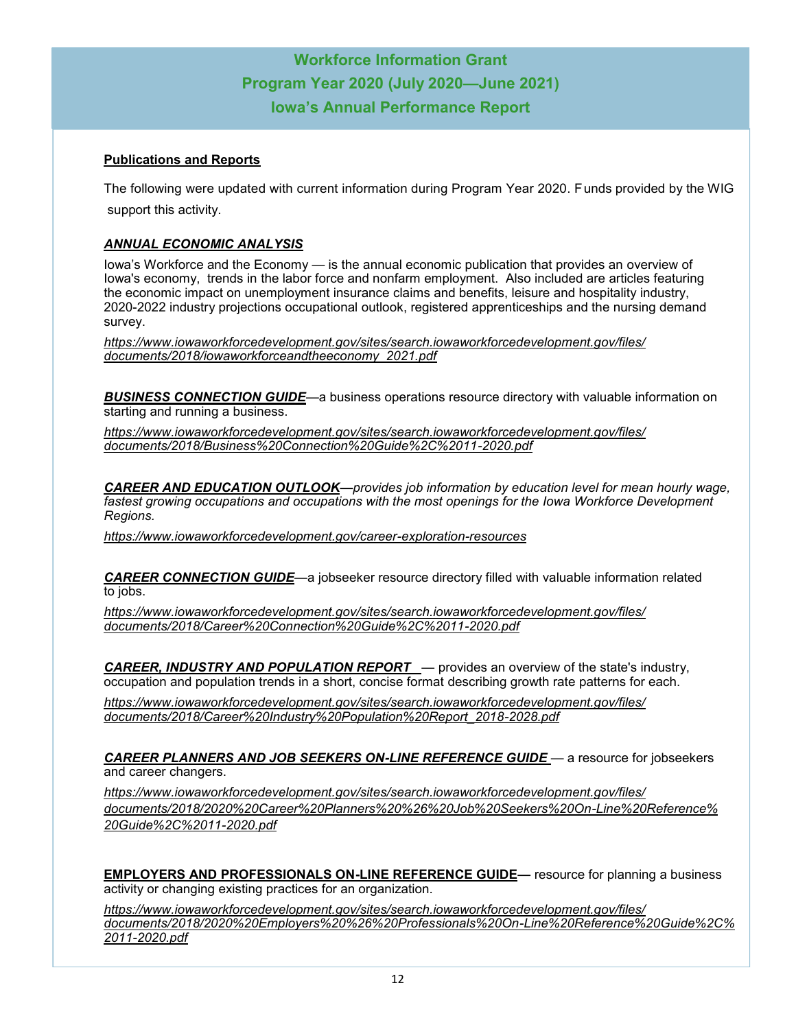# Workforce Information Grant
## Program Year 2020 (July 2020—June 2021)
## Iowa's Annual Performance Report

**Publications and Reports**

The following were updated with current information during Program Year 2020. Funds provided by the WIG support this activity.

***ANNUAL ECONOMIC ANALYSIS***

Iowa's Workforce and the Economy — is the annual economic publication that provides an overview of Iowa's economy, trends in the labor force and nonfarm employment. Also included are articles featuring the economic impact on unemployment insurance claims and benefits, leisure and hospitality industry, 2020-2022 industry projections occupational outlook, registered apprenticeships and the nursing demand survey.

*https://www.iowaworkforcedevelopment.gov/sites/search.iowaworkforcedevelopment.gov/files/documents/2018/iowaworkforceandtheeconomy_2021.pdf*

***BUSINESS CONNECTION GUIDE***—a business operations resource directory with valuable information on starting and running a business.

*https://www.iowaworkforcedevelopment.gov/sites/search.iowaworkforcedevelopment.gov/files/documents/2018/Business%20Connection%20Guide%2C%2011-2020.pdf*

***CAREER AND EDUCATION OUTLOOK—****provides job information by education level for mean hourly wage, fastest growing occupations and occupations with the most openings for the Iowa Workforce Development Regions.*

*https://www.iowaworkforcedevelopment.gov/career-exploration-resources*

***CAREER CONNECTION GUIDE***—a jobseeker resource directory filled with valuable information related to jobs.

*https://www.iowaworkforcedevelopment.gov/sites/search.iowaworkforcedevelopment.gov/files/documents/2018/Career%20Connection%20Guide%2C%2011-2020.pdf*

***CAREER, INDUSTRY AND POPULATION REPORT*** — provides an overview of the state's industry, occupation and population trends in a short, concise format describing growth rate patterns for each.

*https://www.iowaworkforcedevelopment.gov/sites/search.iowaworkforcedevelopment.gov/files/documents/2018/Career%20Industry%20Population%20Report_2018-2028.pdf*

***CAREER PLANNERS AND JOB SEEKERS ON-LINE REFERENCE GUIDE*** — a resource for jobseekers and career changers.

*https://www.iowaworkforcedevelopment.gov/sites/search.iowaworkforcedevelopment.gov/files/documents/2018/2020%20Career%20Planners%20%26%20Job%20Seekers%20On-Line%20Reference%20Guide%2C%2011-2020.pdf*

**EMPLOYERS AND PROFESSIONALS ON-LINE REFERENCE GUIDE—** resource for planning a business activity or changing existing practices for an organization.

*https://www.iowaworkforcedevelopment.gov/sites/search.iowaworkforcedevelopment.gov/files/documents/2018/2020%20Employers%20%26%20Professionals%20On-Line%20Reference%20Guide%2C%2011-2020.pdf*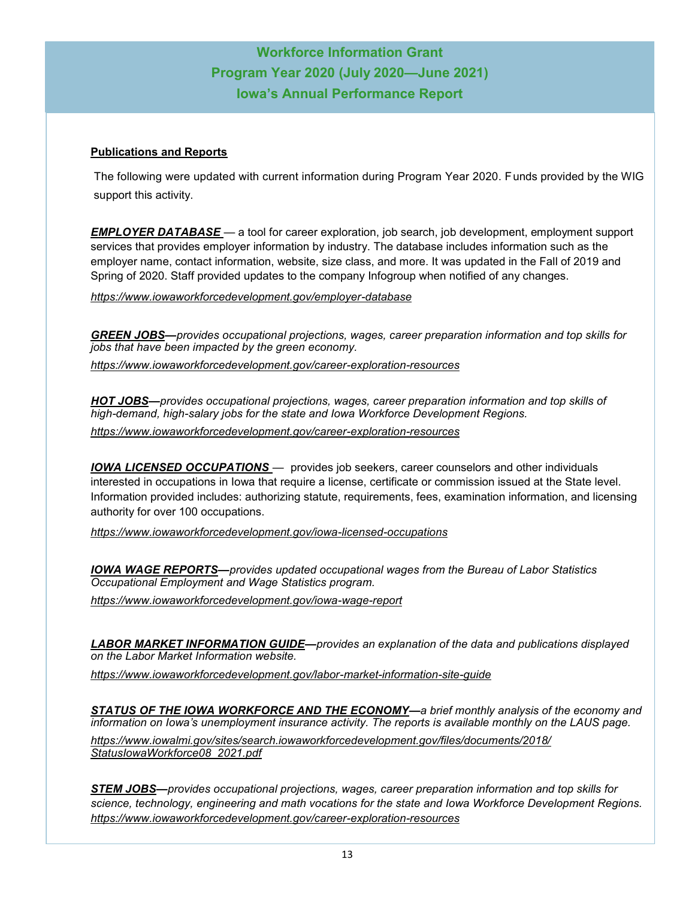# Workforce Information Grant
# Program Year 2020 (July 2020—June 2021)
# Iowa's Annual Performance Report

**Publications and Reports**

The following were updated with current information during Program Year 2020. Funds provided by the WIG support this activity.

***EMPLOYER DATABASE*** — a tool for career exploration, job search, job development, employment support services that provides employer information by industry. The database includes information such as the employer name, contact information, website, size class, and more. It was updated in the Fall of 2019 and Spring of 2020. Staff provided updates to the company Infogroup when notified of any changes.

*https://www.iowaworkforcedevelopment.gov/employer-database*

***GREEN JOBS—****provides occupational projections, wages, career preparation information and top skills for jobs that have been impacted by the green economy.*

*https://www.iowaworkforcedevelopment.gov/career-exploration-resources*

***HOT JOBS—****provides occupational projections, wages, career preparation information and top skills of high-demand, high-salary jobs for the state and Iowa Workforce Development Regions.*

*https://www.iowaworkforcedevelopment.gov/career-exploration-resources*

***IOWA LICENSED OCCUPATIONS*** — provides job seekers, career counselors and other individuals interested in occupations in Iowa that require a license, certificate or commission issued at the State level. Information provided includes: authorizing statute, requirements, fees, examination information, and licensing authority for over 100 occupations.

*https://www.iowaworkforcedevelopment.gov/iowa-licensed-occupations*

***IOWA WAGE REPORTS—****provides updated occupational wages from the Bureau of Labor Statistics Occupational Employment and Wage Statistics program.*

*https://www.iowaworkforcedevelopment.gov/iowa-wage-report*

***LABOR MARKET INFORMATION GUIDE—****provides an explanation of the data and publications displayed on the Labor Market Information website.*

*https://www.iowaworkforcedevelopment.gov/labor-market-information-site-guide*

***STATUS OF THE IOWA WORKFORCE AND THE ECONOMY—****a brief monthly analysis of the economy and information on Iowa's unemployment insurance activity. The reports is available monthly on the LAUS page.*

*https://www.iowalmi.gov/sites/search.iowaworkforcedevelopment.gov/files/documents/2018/StatusIowaWorkforce08_2021.pdf*

***STEM JOBS—****provides occupational projections, wages, career preparation information and top skills for science, technology, engineering and math vocations for the state and Iowa Workforce Development Regions.*
*https://www.iowaworkforcedevelopment.gov/career-exploration-resources*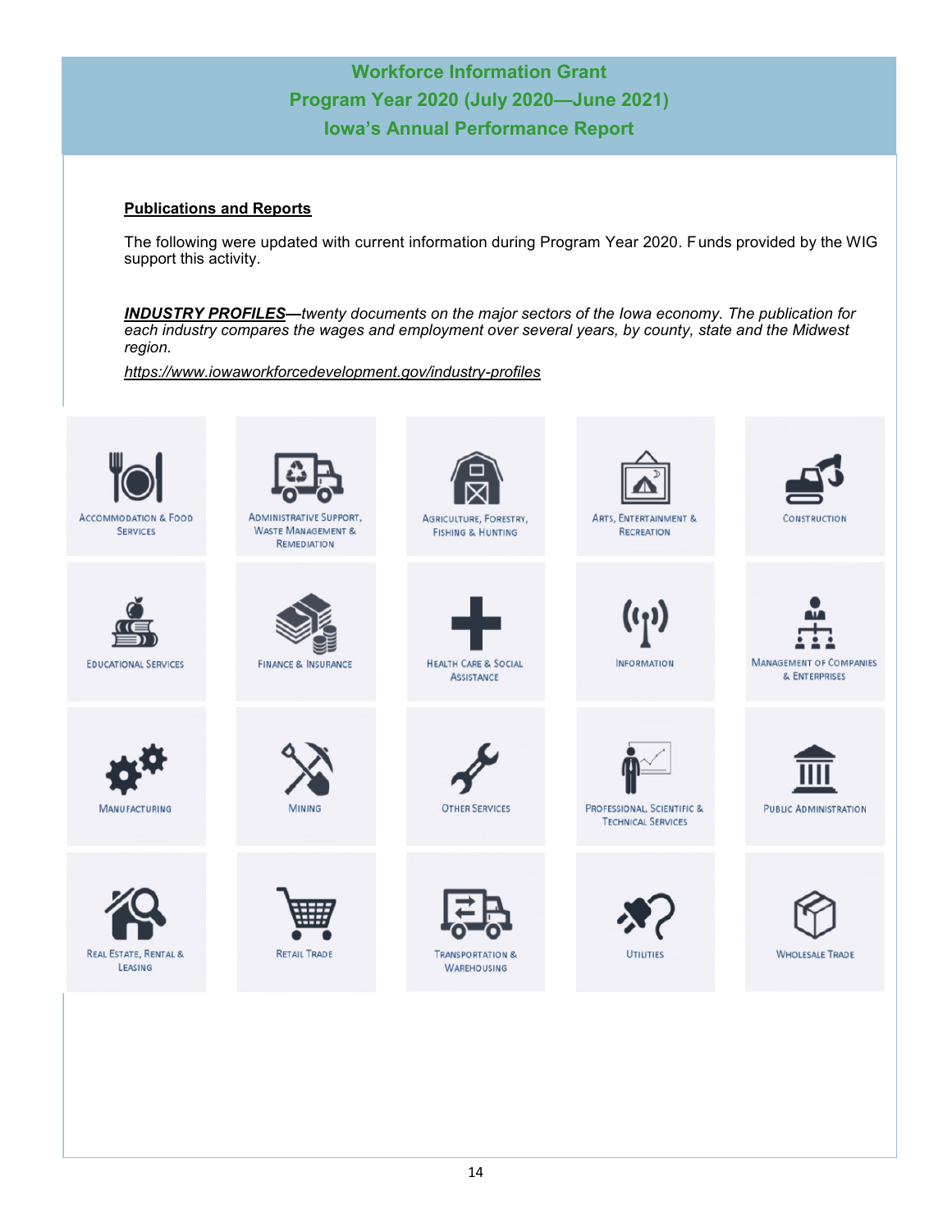# Workforce Information Grant
# Program Year 2020 (July 2020—June 2021)
# Iowa's Annual Performance Report

**Publications and Reports**

The following were updated with current information during Program Year 2020. Funds provided by the WIG support this activity.

***INDUSTRY PROFILES***—*twenty documents on the major sectors of the Iowa economy. The publication for each industry compares the wages and employment over several years, by county, state and the Midwest region.*

*https://www.iowaworkforcedevelopment.gov/industry-profiles*

| | | | | |
|---|---|---|---|---|
| Accommodation & Food Services | Administrative Support, Waste Management & Remediation | Agriculture, Forestry, Fishing & Hunting | Arts, Entertainment & Recreation | Construction |
| Educational Services | Finance & Insurance | Health Care & Social Assistance | Information | Management of Companies & Enterprises |
| Manufacturing | Mining | Other Services | Professional, Scientific & Technical Services | Public Administration |
| Real Estate, Rental & Leasing | Retail Trade | Transportation & Warehousing | Utilities | Wholesale Trade |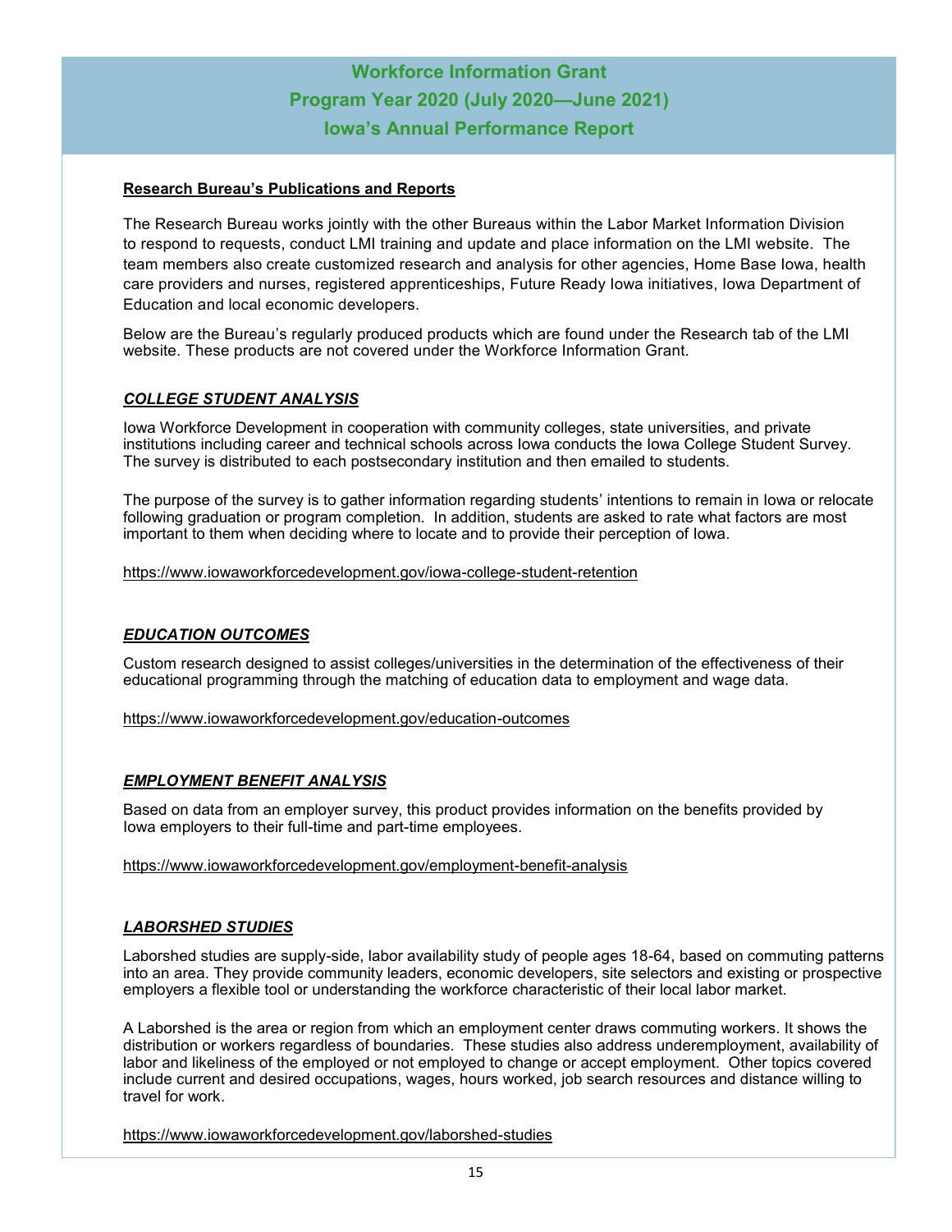# Workforce Information Grant
# Program Year 2020 (July 2020—June 2021)
# Iowa's Annual Performance Report

**Research Bureau's Publications and Reports**

The Research Bureau works jointly with the other Bureaus within the Labor Market Information Division to respond to requests, conduct LMI training and update and place information on the LMI website. The team members also create customized research and analysis for other agencies, Home Base Iowa, health care providers and nurses, registered apprenticeships, Future Ready Iowa initiatives, Iowa Department of Education and local economic developers.

Below are the Bureau's regularly produced products which are found under the Research tab of the LMI website. These products are not covered under the Workforce Information Grant.

## ***COLLEGE STUDENT ANALYSIS***

Iowa Workforce Development in cooperation with community colleges, state universities, and private institutions including career and technical schools across Iowa conducts the Iowa College Student Survey. The survey is distributed to each postsecondary institution and then emailed to students.

The purpose of the survey is to gather information regarding students' intentions to remain in Iowa or relocate following graduation or program completion. In addition, students are asked to rate what factors are most important to them when deciding where to locate and to provide their perception of Iowa.

https://www.iowaworkforcedevelopment.gov/iowa-college-student-retention

## ***EDUCATION OUTCOMES***

Custom research designed to assist colleges/universities in the determination of the effectiveness of their educational programming through the matching of education data to employment and wage data.

https://www.iowaworkforcedevelopment.gov/education-outcomes

## ***EMPLOYMENT BENEFIT ANALYSIS***

Based on data from an employer survey, this product provides information on the benefits provided by Iowa employers to their full-time and part-time employees.

https://www.iowaworkforcedevelopment.gov/employment-benefit-analysis

## ***LABORSHED STUDIES***

Laborshed studies are supply-side, labor availability study of people ages 18-64, based on commuting patterns into an area. They provide community leaders, economic developers, site selectors and existing or prospective employers a flexible tool or understanding the workforce characteristic of their local labor market.

A Laborshed is the area or region from which an employment center draws commuting workers. It shows the distribution or workers regardless of boundaries. These studies also address underemployment, availability of labor and likeliness of the employed or not employed to change or accept employment. Other topics covered include current and desired occupations, wages, hours worked, job search resources and distance willing to travel for work.

https://www.iowaworkforcedevelopment.gov/laborshed-studies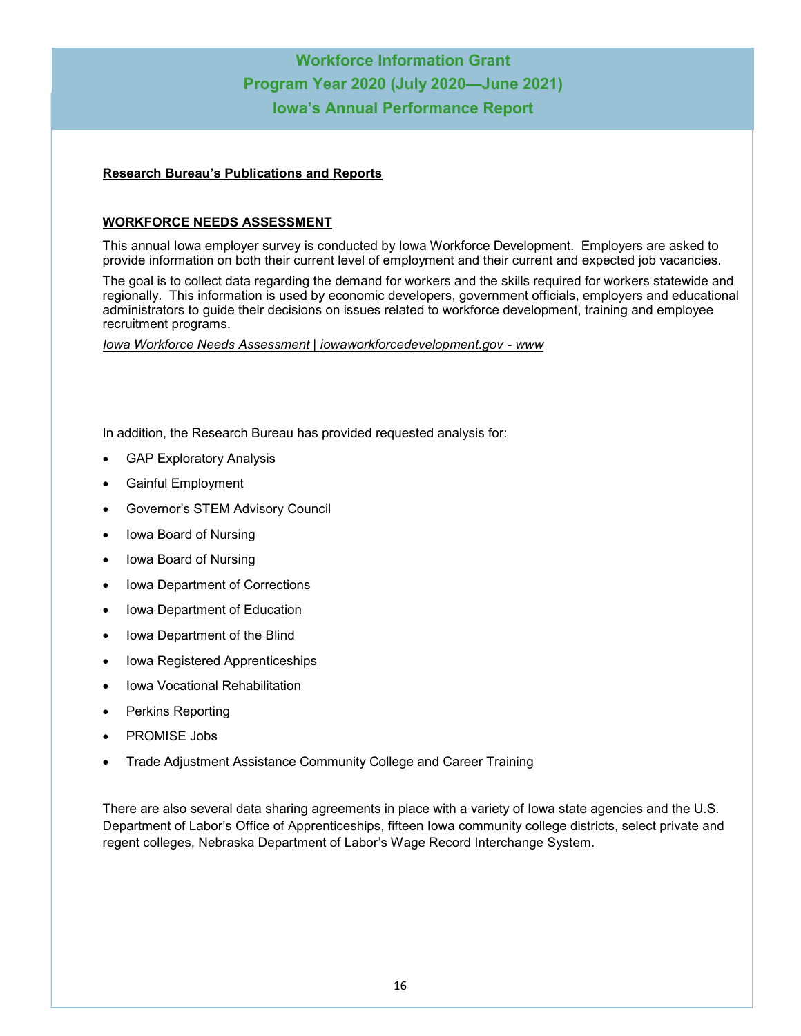# Workforce Information Grant
## Program Year 2020 (July 2020—June 2021)
## Iowa's Annual Performance Report

**Research Bureau's Publications and Reports**

**WORKFORCE NEEDS ASSESSMENT**

This annual Iowa employer survey is conducted by Iowa Workforce Development. Employers are asked to provide information on both their current level of employment and their current and expected job vacancies.

The goal is to collect data regarding the demand for workers and the skills required for workers statewide and regionally. This information is used by economic developers, government officials, employers and educational administrators to guide their decisions on issues related to workforce development, training and employee recruitment programs.

*Iowa Workforce Needs Assessment | iowaworkforcedevelopment.gov - www*

In addition, the Research Bureau has provided requested analysis for:

- GAP Exploratory Analysis
- Gainful Employment
- Governor's STEM Advisory Council
- Iowa Board of Nursing
- Iowa Board of Nursing
- Iowa Department of Corrections
- Iowa Department of Education
- Iowa Department of the Blind
- Iowa Registered Apprenticeships
- Iowa Vocational Rehabilitation
- Perkins Reporting
- PROMISE Jobs
- Trade Adjustment Assistance Community College and Career Training

There are also several data sharing agreements in place with a variety of Iowa state agencies and the U.S. Department of Labor's Office of Apprenticeships, fifteen Iowa community college districts, select private and regent colleges, Nebraska Department of Labor's Wage Record Interchange System.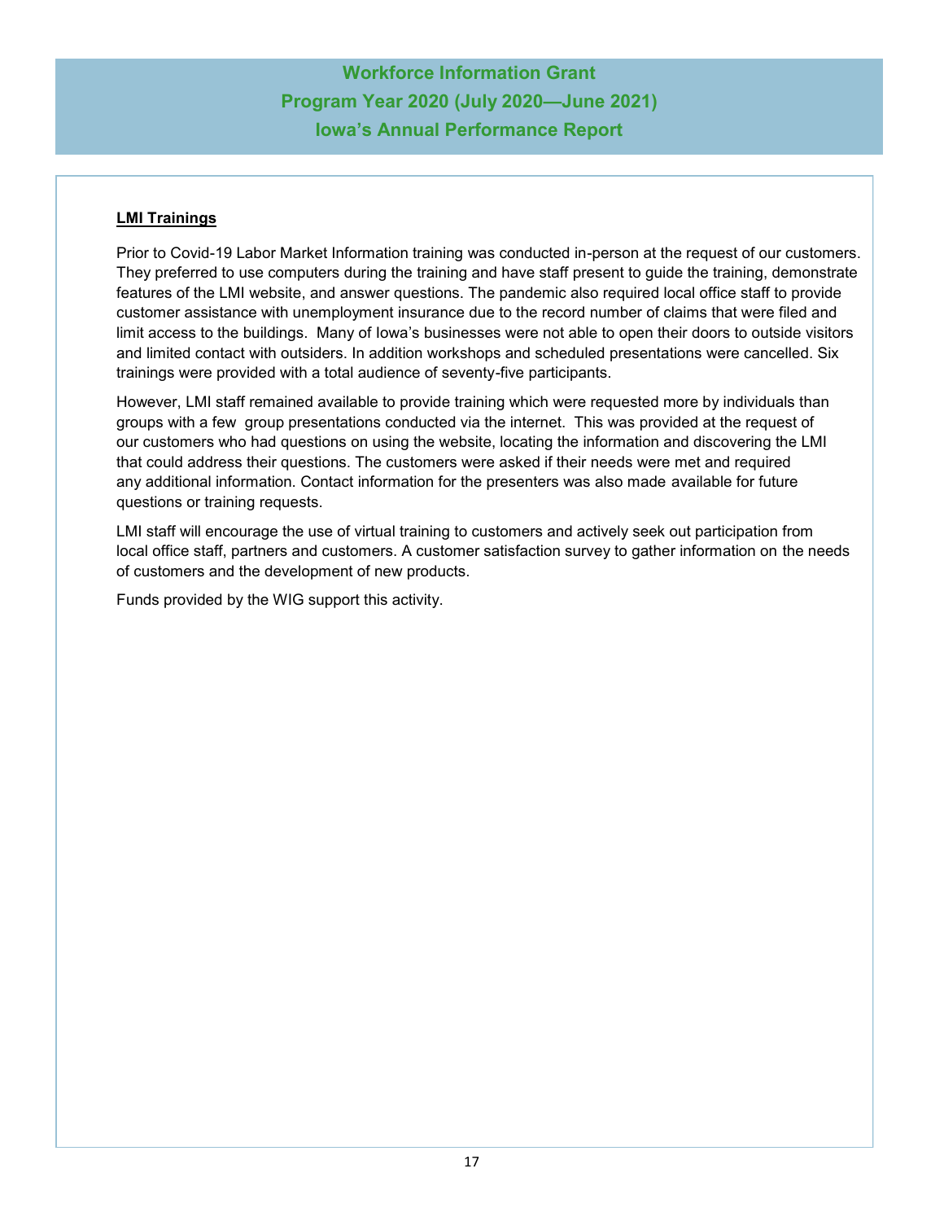# Workforce Information Grant
# Program Year 2020 (July 2020—June 2021)
# Iowa's Annual Performance Report

**LMI Trainings**

Prior to Covid-19 Labor Market Information training was conducted in-person at the request of our customers. They preferred to use computers during the training and have staff present to guide the training, demonstrate features of the LMI website, and answer questions. The pandemic also required local office staff to provide customer assistance with unemployment insurance due to the record number of claims that were filed and limit access to the buildings. Many of Iowa's businesses were not able to open their doors to outside visitors and limited contact with outsiders. In addition workshops and scheduled presentations were cancelled. Six trainings were provided with a total audience of seventy-five participants.

However, LMI staff remained available to provide training which were requested more by individuals than groups with a few group presentations conducted via the internet. This was provided at the request of our customers who had questions on using the website, locating the information and discovering the LMI that could address their questions. The customers were asked if their needs were met and required any additional information. Contact information for the presenters was also made available for future questions or training requests.

LMI staff will encourage the use of virtual training to customers and actively seek out participation from local office staff, partners and customers. A customer satisfaction survey to gather information on the needs of customers and the development of new products.

Funds provided by the WIG support this activity.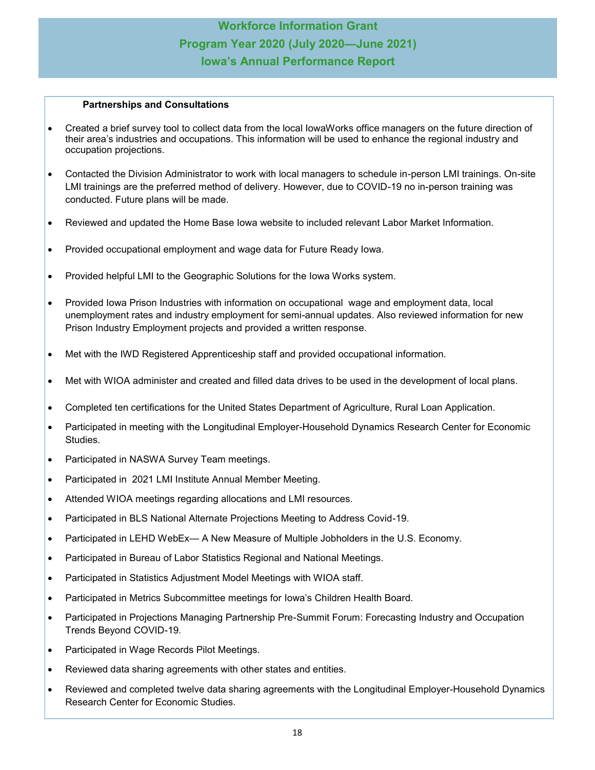# Workforce Information Grant
# Program Year 2020 (July 2020—June 2021)
# Iowa's Annual Performance Report

**Partnerships and Consultations**

- Created a brief survey tool to collect data from the local IowaWorks office managers on the future direction of their area's industries and occupations. This information will be used to enhance the regional industry and occupation projections.
- Contacted the Division Administrator to work with local managers to schedule in-person LMI trainings. On-site LMI trainings are the preferred method of delivery. However, due to COVID-19 no in-person training was conducted. Future plans will be made.
- Reviewed and updated the Home Base Iowa website to included relevant Labor Market Information.
- Provided occupational employment and wage data for Future Ready Iowa.
- Provided helpful LMI to the Geographic Solutions for the Iowa Works system.
- Provided Iowa Prison Industries with information on occupational wage and employment data, local unemployment rates and industry employment for semi-annual updates. Also reviewed information for new Prison Industry Employment projects and provided a written response.
- Met with the IWD Registered Apprenticeship staff and provided occupational information.
- Met with WIOA administer and created and filled data drives to be used in the development of local plans.
- Completed ten certifications for the United States Department of Agriculture, Rural Loan Application.
- Participated in meeting with the Longitudinal Employer-Household Dynamics Research Center for Economic Studies.
- Participated in NASWA Survey Team meetings.
- Participated in 2021 LMI Institute Annual Member Meeting.
- Attended WIOA meetings regarding allocations and LMI resources.
- Participated in BLS National Alternate Projections Meeting to Address Covid-19.
- Participated in LEHD WebEx— A New Measure of Multiple Jobholders in the U.S. Economy.
- Participated in Bureau of Labor Statistics Regional and National Meetings.
- Participated in Statistics Adjustment Model Meetings with WIOA staff.
- Participated in Metrics Subcommittee meetings for Iowa's Children Health Board.
- Participated in Projections Managing Partnership Pre-Summit Forum: Forecasting Industry and Occupation Trends Beyond COVID-19.
- Participated in Wage Records Pilot Meetings.
- Reviewed data sharing agreements with other states and entities.
- Reviewed and completed twelve data sharing agreements with the Longitudinal Employer-Household Dynamics Research Center for Economic Studies.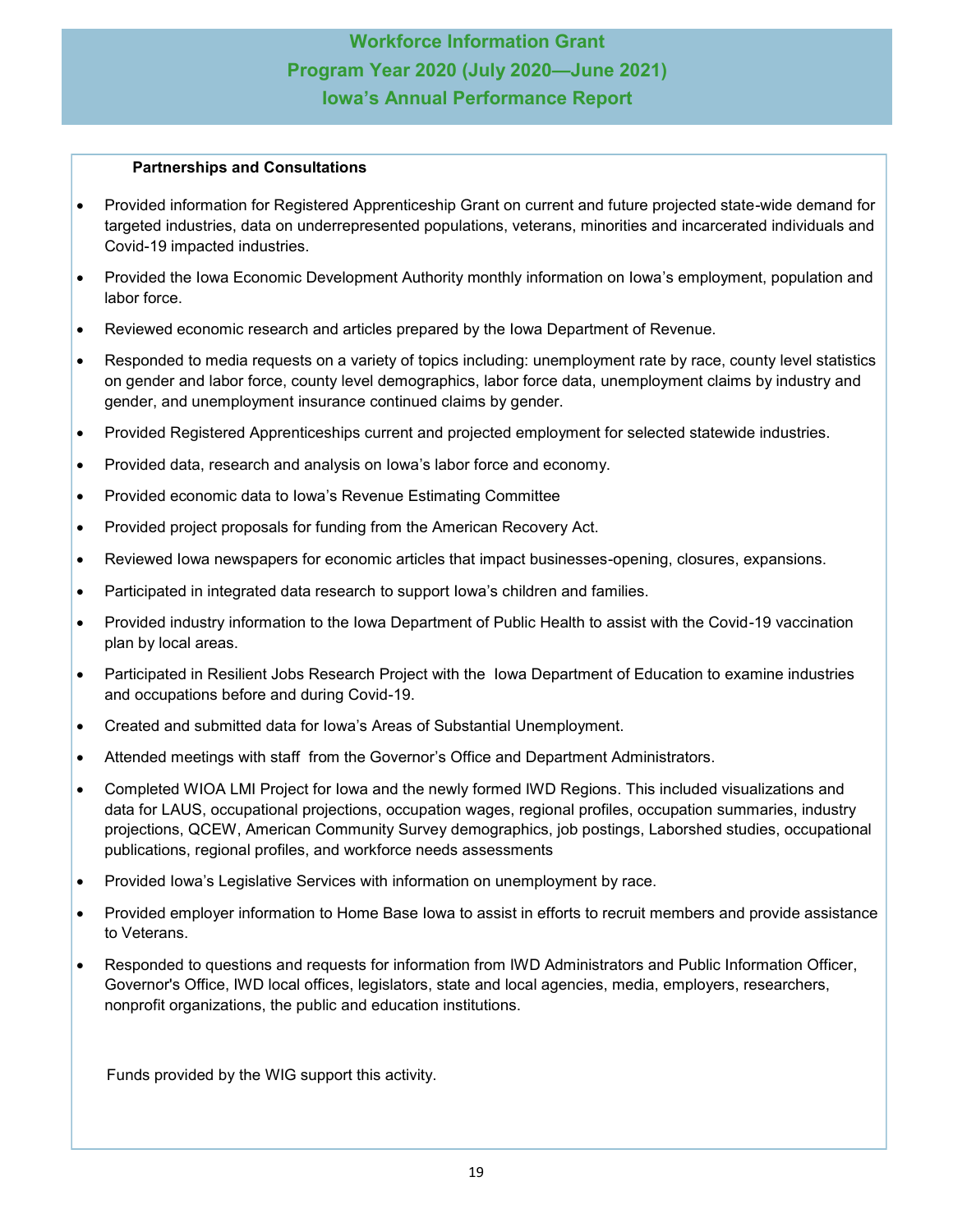# Workforce Information Grant
# Program Year 2020 (July 2020—June 2021)
# Iowa's Annual Performance Report

**Partnerships and Consultations**

- Provided information for Registered Apprenticeship Grant on current and future projected state-wide demand for targeted industries, data on underrepresented populations, veterans, minorities and incarcerated individuals and Covid-19 impacted industries.
- Provided the Iowa Economic Development Authority monthly information on Iowa's employment, population and labor force.
- Reviewed economic research and articles prepared by the Iowa Department of Revenue.
- Responded to media requests on a variety of topics including: unemployment rate by race, county level statistics on gender and labor force, county level demographics, labor force data, unemployment claims by industry and gender, and unemployment insurance continued claims by gender.
- Provided Registered Apprenticeships current and projected employment for selected statewide industries.
- Provided data, research and analysis on Iowa's labor force and economy.
- Provided economic data to Iowa's Revenue Estimating Committee
- Provided project proposals for funding from the American Recovery Act.
- Reviewed Iowa newspapers for economic articles that impact businesses-opening, closures, expansions.
- Participated in integrated data research to support Iowa's children and families.
- Provided industry information to the Iowa Department of Public Health to assist with the Covid-19 vaccination plan by local areas.
- Participated in Resilient Jobs Research Project with the Iowa Department of Education to examine industries and occupations before and during Covid-19.
- Created and submitted data for Iowa's Areas of Substantial Unemployment.
- Attended meetings with staff from the Governor's Office and Department Administrators.
- Completed WIOA LMI Project for Iowa and the newly formed IWD Regions. This included visualizations and data for LAUS, occupational projections, occupation wages, regional profiles, occupation summaries, industry projections, QCEW, American Community Survey demographics, job postings, Laborshed studies, occupational publications, regional profiles, and workforce needs assessments
- Provided Iowa's Legislative Services with information on unemployment by race.
- Provided employer information to Home Base Iowa to assist in efforts to recruit members and provide assistance to Veterans.
- Responded to questions and requests for information from IWD Administrators and Public Information Officer, Governor's Office, IWD local offices, legislators, state and local agencies, media, employers, researchers, nonprofit organizations, the public and education institutions.

Funds provided by the WIG support this activity.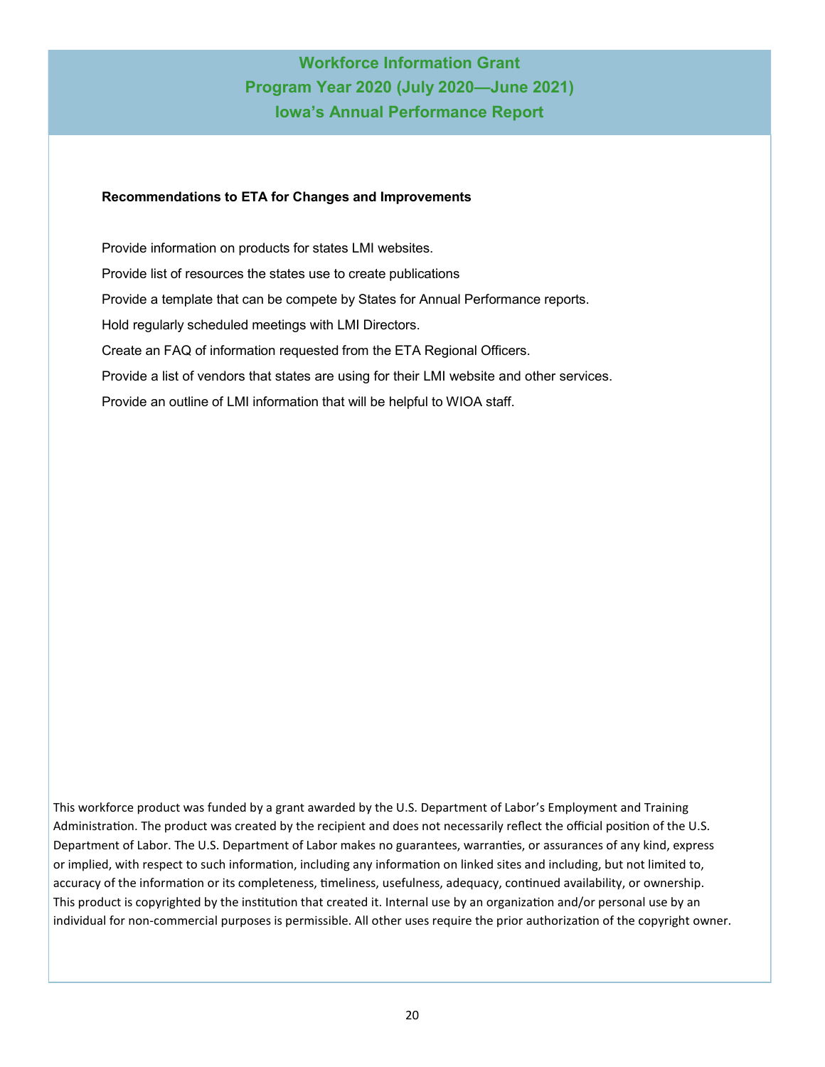# Workforce Information Grant
# Program Year 2020 (July 2020—June 2021)
# Iowa's Annual Performance Report

**Recommendations to ETA for Changes and Improvements**

Provide information on products for states LMI websites.

Provide list of resources the states use to create publications

Provide a template that can be compete by States for Annual Performance reports.

Hold regularly scheduled meetings with LMI Directors.

Create an FAQ of information requested from the ETA Regional Officers.

Provide a list of vendors that states are using for their LMI website and other services.

Provide an outline of LMI information that will be helpful to WIOA staff.

This workforce product was funded by a grant awarded by the U.S. Department of Labor's Employment and Training Administration. The product was created by the recipient and does not necessarily reflect the official position of the U.S. Department of Labor. The U.S. Department of Labor makes no guarantees, warranties, or assurances of any kind, express or implied, with respect to such information, including any information on linked sites and including, but not limited to, accuracy of the information or its completeness, timeliness, usefulness, adequacy, continued availability, or ownership. This product is copyrighted by the institution that created it. Internal use by an organization and/or personal use by an individual for non-commercial purposes is permissible. All other uses require the prior authorization of the copyright owner.